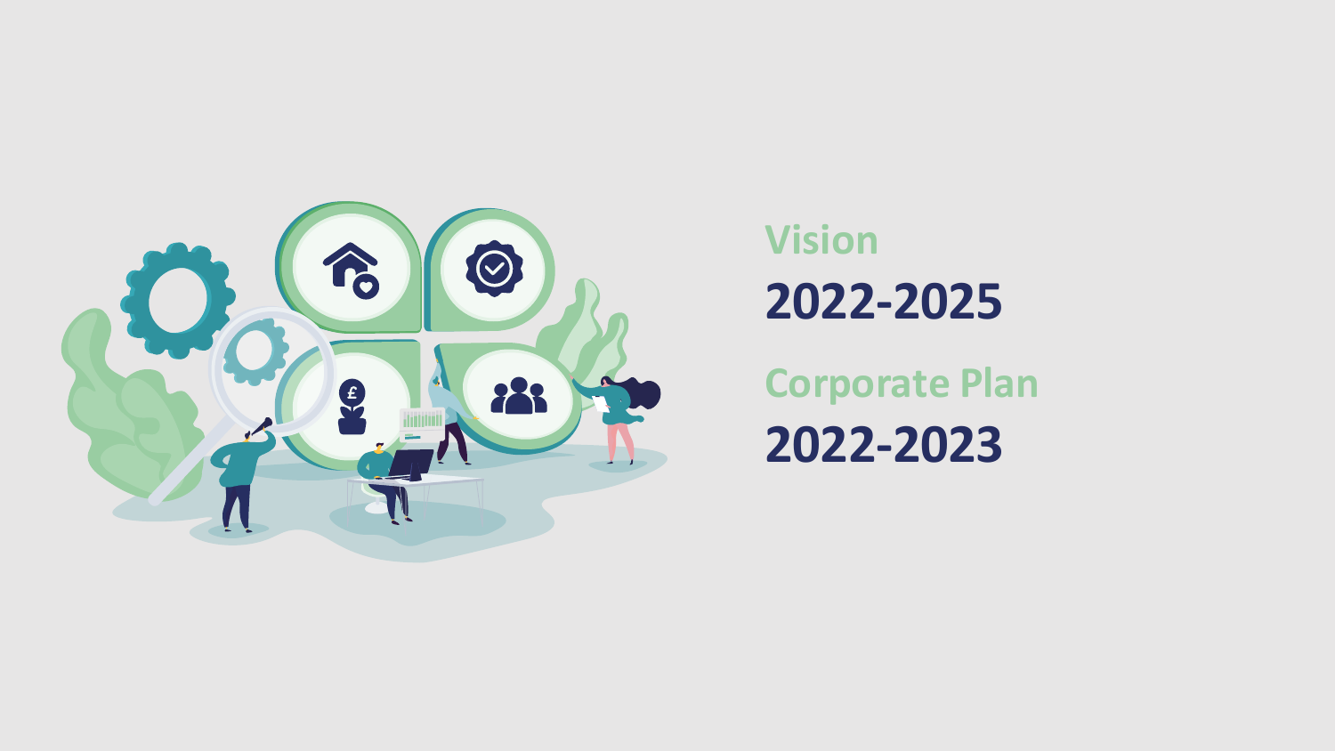# Vision

# 2022-2025

# Corporate Plan

# 2022-2023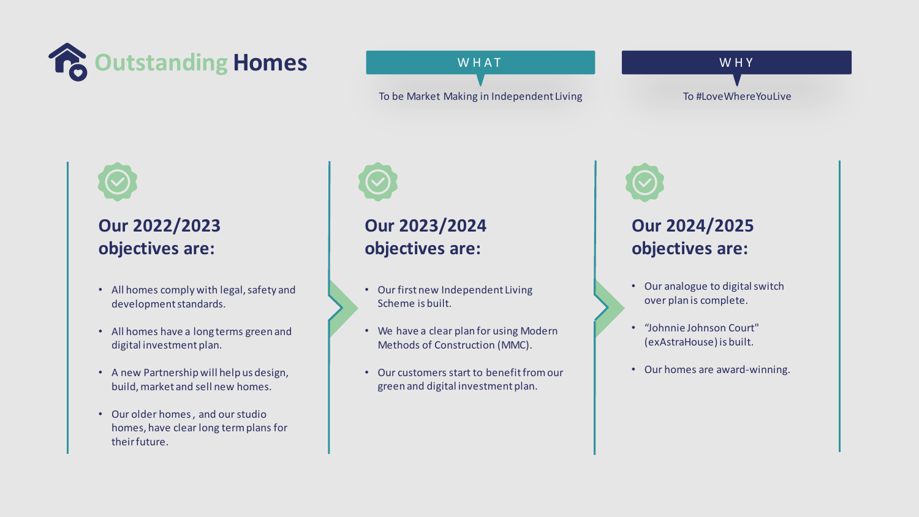# Outstanding Homes

**WHAT**

To be Market Making in Independent Living

**WHY**

To #LoveWhereYouLive

## Our 2022/2023 objectives are:

- All homes comply with legal, safety and development standards.
- All homes have a long terms green and digital investment plan.
- A new Partnership will help us design, build, market and sell new homes.
- Our older homes, and our studio homes, have clear long term plans for their future.

## Our 2023/2024 objectives are:

- Our first new Independent Living Scheme is built.
- We have a clear plan for using Modern Methods of Construction (MMC).
- Our customers start to benefit from our green and digital investment plan.

## Our 2024/2025 objectives are:

- Our analogue to digital switch over plan is complete.
- "Johnnie Johnson Court" (exAstraHouse) is built.
- Our homes are award-winning.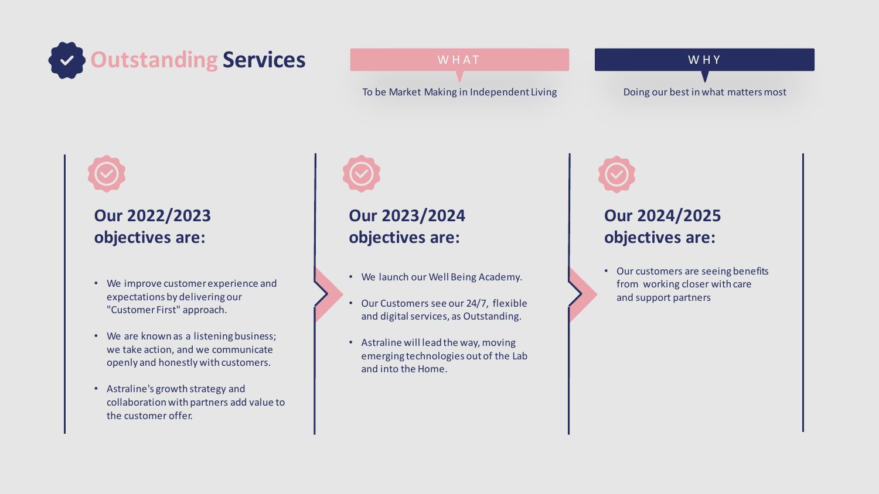# Outstanding Services

**WHAT**

To be Market Making in Independent Living

**WHY**

Doing our best in what matters most

## Our 2022/2023 objectives are:

- We improve customer experience and expectations by delivering our "Customer First" approach.
- We are known as a listening business; we take action, and we communicate openly and honestly with customers.
- Astraline's growth strategy and collaboration with partners add value to the customer offer.

## Our 2023/2024 objectives are:

- We launch our Well Being Academy.
- Our Customers see our 24/7, flexible and digital services, as Outstanding.
- Astraline will lead the way, moving emerging technologies out of the Lab and into the Home.

## Our 2024/2025 objectives are:

- Our customers are seeing benefits from working closer with care and support partners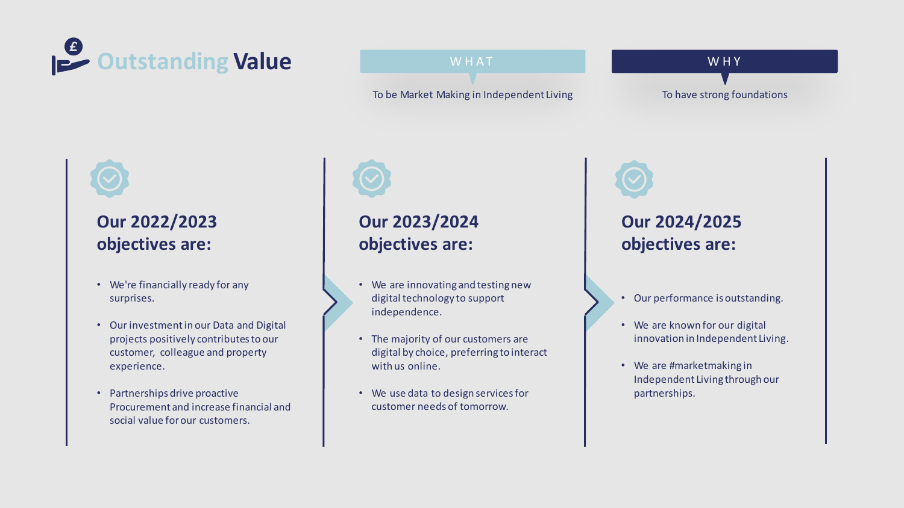# Outstanding Value

**WHAT**

To be Market Making in Independent Living

**WHY**

To have strong foundations

## Our 2022/2023 objectives are:

- We're financially ready for any surprises.
- Our investment in our Data and Digital projects positively contributes to our customer, colleague and property experience.
- Partnerships drive proactive Procurement and increase financial and social value for our customers.

## Our 2023/2024 objectives are:

- We are innovating and testing new digital technology to support independence.
- The majority of our customers are digital by choice, preferring to interact with us online.
- We use data to design services for customer needs of tomorrow.

## Our 2024/2025 objectives are:

- Our performance is outstanding.
- We are known for our digital innovation in Independent Living.
- We are #marketmaking in Independent Living through our partnerships.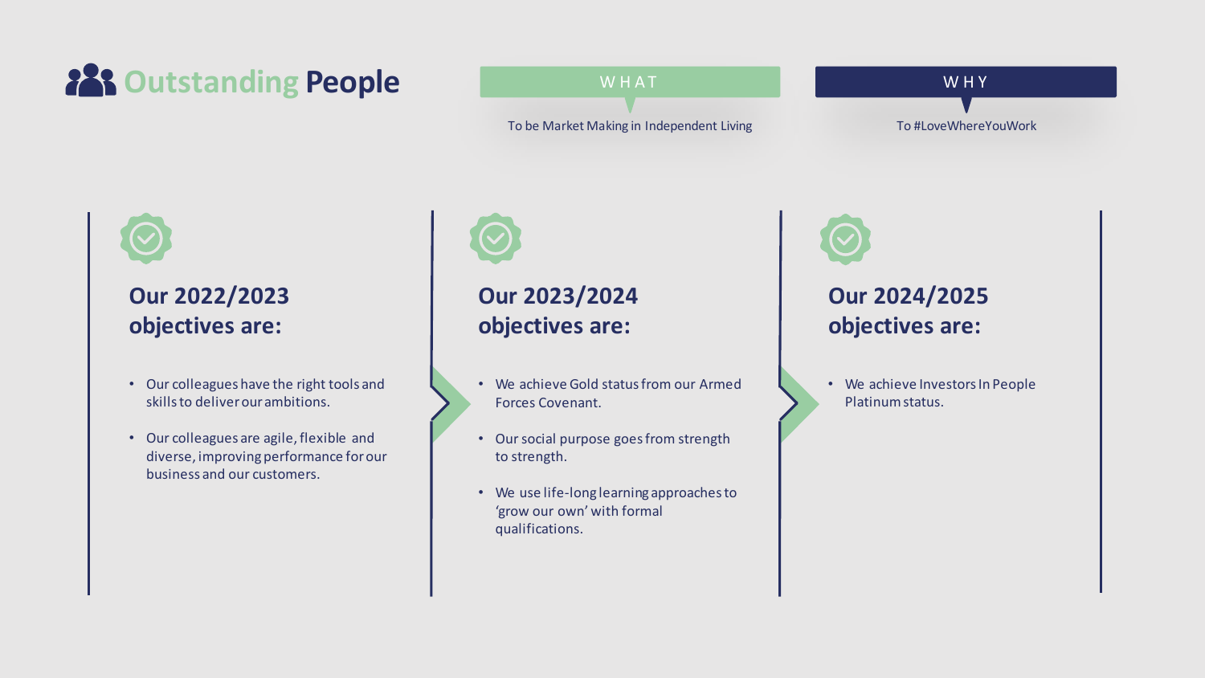# Outstanding People

**WHAT**

To be Market Making in Independent Living

**WHY**

To #LoveWhereYouWork

## Our 2022/2023 objectives are:

- Our colleagues have the right tools and skills to deliver our ambitions.
- Our colleagues are agile, flexible and diverse, improving performance for our business and our customers.

## Our 2023/2024 objectives are:

- We achieve Gold status from our Armed Forces Covenant.
- Our social purpose goes from strength to strength.
- We use life-long learning approaches to 'grow our own' with formal qualifications.

## Our 2024/2025 objectives are:

- We achieve Investors In People Platinum status.